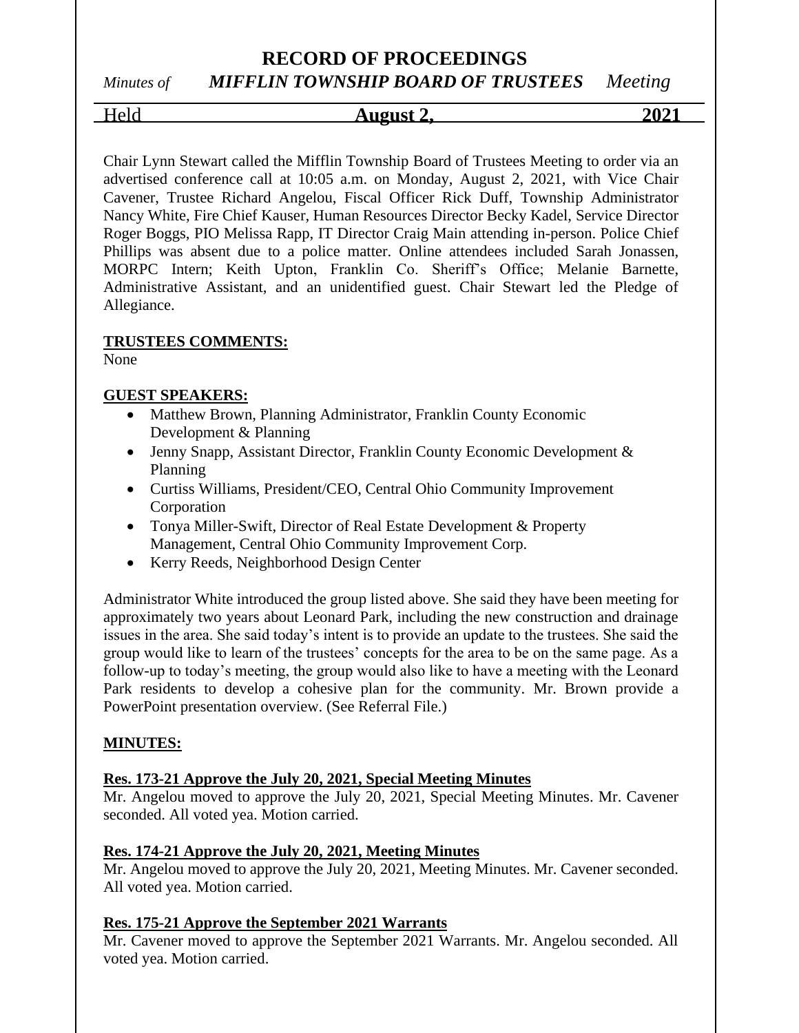# RECORD OF PROCEEDINGS

*Minutes of* ***MIFFLIN TOWNSHIP BOARD OF TRUSTEES*** *Meeting*

Held **August 2, 2021**

Chair Lynn Stewart called the Mifflin Township Board of Trustees Meeting to order via an advertised conference call at 10:05 a.m. on Monday, August 2, 2021, with Vice Chair Cavener, Trustee Richard Angelou, Fiscal Officer Rick Duff, Township Administrator Nancy White, Fire Chief Kauser, Human Resources Director Becky Kadel, Service Director Roger Boggs, PIO Melissa Rapp, IT Director Craig Main attending in-person. Police Chief Phillips was absent due to a police matter. Online attendees included Sarah Jonassen, MORPC Intern; Keith Upton, Franklin Co. Sheriff's Office; Melanie Barnette, Administrative Assistant, and an unidentified guest. Chair Stewart led the Pledge of Allegiance.

**TRUSTEES COMMENTS:**

None

**GUEST SPEAKERS:**

- Matthew Brown, Planning Administrator, Franklin County Economic Development & Planning
- Jenny Snapp, Assistant Director, Franklin County Economic Development & Planning
- Curtiss Williams, President/CEO, Central Ohio Community Improvement Corporation
- Tonya Miller-Swift, Director of Real Estate Development & Property Management, Central Ohio Community Improvement Corp.
- Kerry Reeds, Neighborhood Design Center

Administrator White introduced the group listed above. She said they have been meeting for approximately two years about Leonard Park, including the new construction and drainage issues in the area. She said today's intent is to provide an update to the trustees. She said the group would like to learn of the trustees' concepts for the area to be on the same page. As a follow-up to today's meeting, the group would also like to have a meeting with the Leonard Park residents to develop a cohesive plan for the community. Mr. Brown provide a PowerPoint presentation overview. (See Referral File.)

**MINUTES:**

**Res. 173-21 Approve the July 20, 2021, Special Meeting Minutes**

Mr. Angelou moved to approve the July 20, 2021, Special Meeting Minutes. Mr. Cavener seconded. All voted yea. Motion carried.

**Res. 174-21 Approve the July 20, 2021, Meeting Minutes**

Mr. Angelou moved to approve the July 20, 2021, Meeting Minutes. Mr. Cavener seconded. All voted yea. Motion carried.

**Res. 175-21 Approve the September 2021 Warrants**

Mr. Cavener moved to approve the September 2021 Warrants. Mr. Angelou seconded. All voted yea. Motion carried.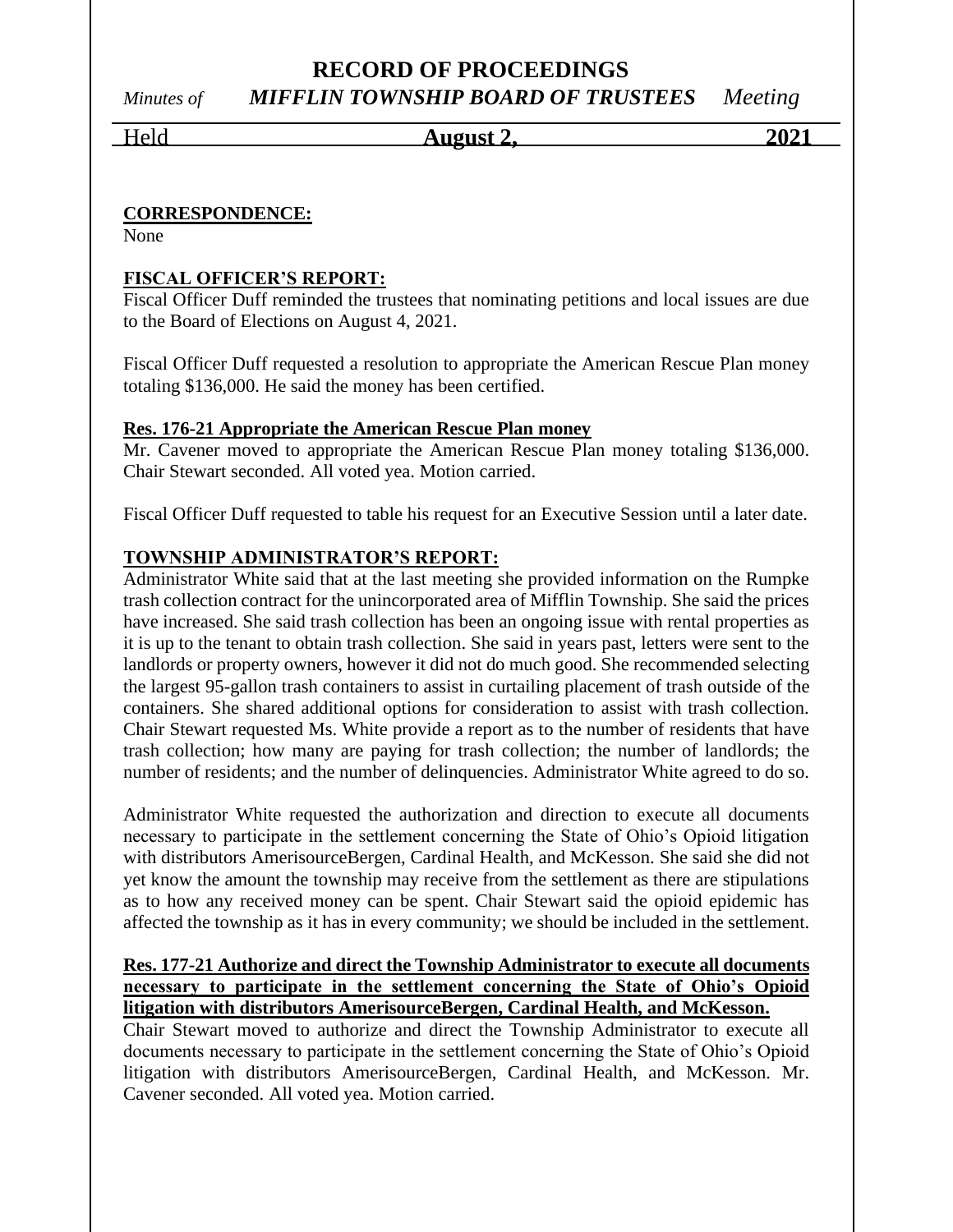**CORRESPONDENCE:**

None

**FISCAL OFFICER'S REPORT:**

Fiscal Officer Duff reminded the trustees that nominating petitions and local issues are due to the Board of Elections on August 4, 2021.

Fiscal Officer Duff requested a resolution to appropriate the American Rescue Plan money totaling $136,000. He said the money has been certified.

**Res. 176-21 Appropriate the American Rescue Plan money**

Mr. Cavener moved to appropriate the American Rescue Plan money totaling $136,000. Chair Stewart seconded. All voted yea. Motion carried.

Fiscal Officer Duff requested to table his request for an Executive Session until a later date.

**TOWNSHIP ADMINISTRATOR'S REPORT:**

Administrator White said that at the last meeting she provided information on the Rumpke trash collection contract for the unincorporated area of Mifflin Township. She said the prices have increased. She said trash collection has been an ongoing issue with rental properties as it is up to the tenant to obtain trash collection. She said in years past, letters were sent to the landlords or property owners, however it did not do much good. She recommended selecting the largest 95-gallon trash containers to assist in curtailing placement of trash outside of the containers. She shared additional options for consideration to assist with trash collection. Chair Stewart requested Ms. White provide a report as to the number of residents that have trash collection; how many are paying for trash collection; the number of landlords; the number of residents; and the number of delinquencies. Administrator White agreed to do so.

Administrator White requested the authorization and direction to execute all documents necessary to participate in the settlement concerning the State of Ohio's Opioid litigation with distributors AmerisourceBergen, Cardinal Health, and McKesson. She said she did not yet know the amount the township may receive from the settlement as there are stipulations as to how any received money can be spent. Chair Stewart said the opioid epidemic has affected the township as it has in every community; we should be included in the settlement.

**Res. 177-21 Authorize and direct the Township Administrator to execute all documents necessary to participate in the settlement concerning the State of Ohio's Opioid litigation with distributors AmerisourceBergen, Cardinal Health, and McKesson.**

Chair Stewart moved to authorize and direct the Township Administrator to execute all documents necessary to participate in the settlement concerning the State of Ohio's Opioid litigation with distributors AmerisourceBergen, Cardinal Health, and McKesson. Mr. Cavener seconded. All voted yea. Motion carried.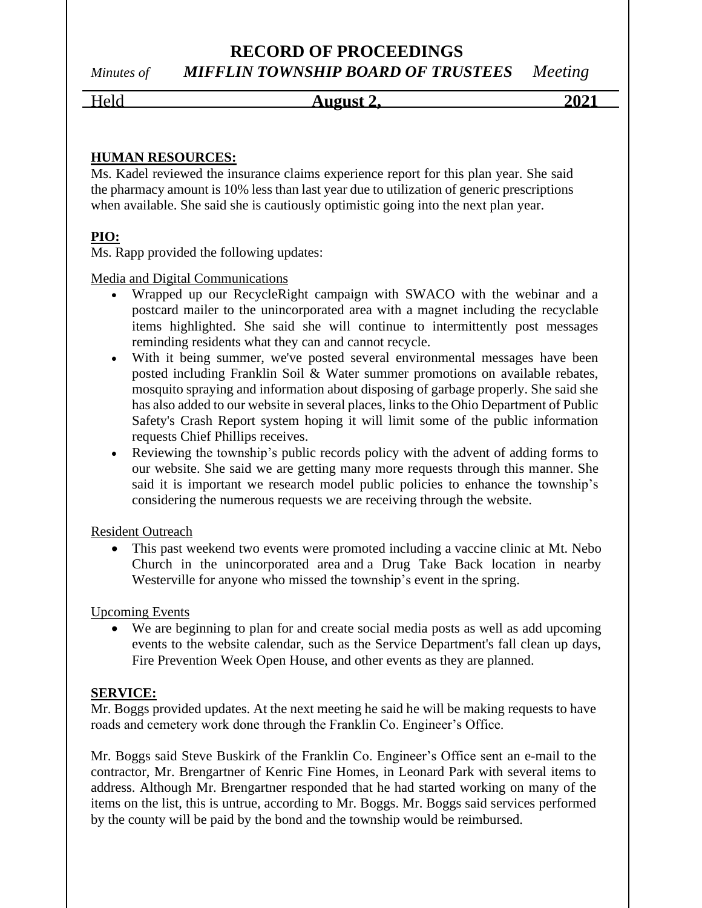**HUMAN RESOURCES:**

Ms. Kadel reviewed the insurance claims experience report for this plan year. She said the pharmacy amount is 10% less than last year due to utilization of generic prescriptions when available. She said she is cautiously optimistic going into the next plan year.

**PIO:**

Ms. Rapp provided the following updates:

Media and Digital Communications

- Wrapped up our RecycleRight campaign with SWACO with the webinar and a postcard mailer to the unincorporated area with a magnet including the recyclable items highlighted. She said she will continue to intermittently post messages reminding residents what they can and cannot recycle.
- With it being summer, we've posted several environmental messages have been posted including Franklin Soil & Water summer promotions on available rebates, mosquito spraying and information about disposing of garbage properly. She said she has also added to our website in several places, links to the Ohio Department of Public Safety's Crash Report system hoping it will limit some of the public information requests Chief Phillips receives.
- Reviewing the township's public records policy with the advent of adding forms to our website. She said we are getting many more requests through this manner. She said it is important we research model public policies to enhance the township's considering the numerous requests we are receiving through the website.

Resident Outreach

- This past weekend two events were promoted including a vaccine clinic at Mt. Nebo Church in the unincorporated area and a Drug Take Back location in nearby Westerville for anyone who missed the township's event in the spring.

Upcoming Events

- We are beginning to plan for and create social media posts as well as add upcoming events to the website calendar, such as the Service Department's fall clean up days, Fire Prevention Week Open House, and other events as they are planned.

**SERVICE:**

Mr. Boggs provided updates. At the next meeting he said he will be making requests to have roads and cemetery work done through the Franklin Co. Engineer's Office.

Mr. Boggs said Steve Buskirk of the Franklin Co. Engineer's Office sent an e-mail to the contractor, Mr. Brengartner of Kenric Fine Homes, in Leonard Park with several items to address. Although Mr. Brengartner responded that he had started working on many of the items on the list, this is untrue, according to Mr. Boggs. Mr. Boggs said services performed by the county will be paid by the bond and the township would be reimbursed.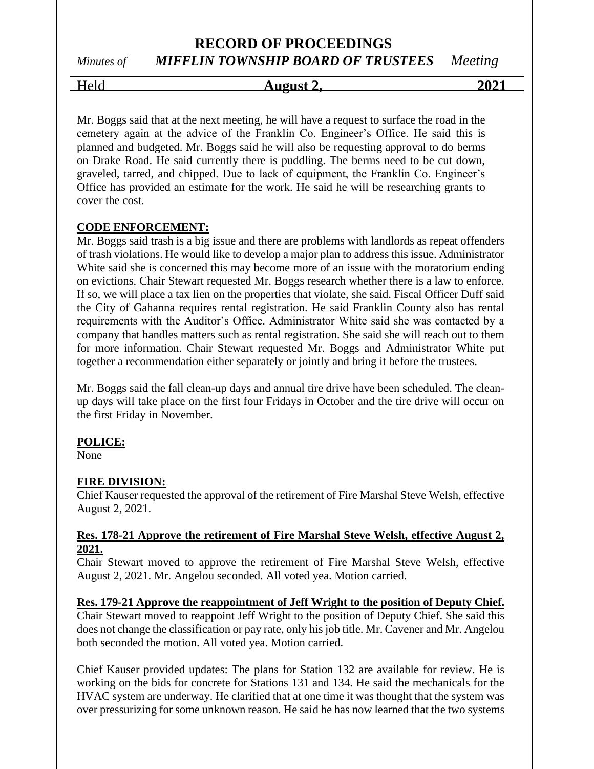Mr. Boggs said that at the next meeting, he will have a request to surface the road in the cemetery again at the advice of the Franklin Co. Engineer's Office. He said this is planned and budgeted. Mr. Boggs said he will also be requesting approval to do berms on Drake Road. He said currently there is puddling. The berms need to be cut down, graveled, tarred, and chipped. Due to lack of equipment, the Franklin Co. Engineer's Office has provided an estimate for the work. He said he will be researching grants to cover the cost.

**CODE ENFORCEMENT:**

Mr. Boggs said trash is a big issue and there are problems with landlords as repeat offenders of trash violations. He would like to develop a major plan to address this issue. Administrator White said she is concerned this may become more of an issue with the moratorium ending on evictions. Chair Stewart requested Mr. Boggs research whether there is a law to enforce. If so, we will place a tax lien on the properties that violate, she said. Fiscal Officer Duff said the City of Gahanna requires rental registration. He said Franklin County also has rental requirements with the Auditor's Office. Administrator White said she was contacted by a company that handles matters such as rental registration. She said she will reach out to them for more information. Chair Stewart requested Mr. Boggs and Administrator White put together a recommendation either separately or jointly and bring it before the trustees.

Mr. Boggs said the fall clean-up days and annual tire drive have been scheduled. The clean-up days will take place on the first four Fridays in October and the tire drive will occur on the first Friday in November.

**POLICE:**

None

**FIRE DIVISION:**

Chief Kauser requested the approval of the retirement of Fire Marshal Steve Welsh, effective August 2, 2021.

**Res. 178-21 Approve the retirement of Fire Marshal Steve Welsh, effective August 2, 2021.**

Chair Stewart moved to approve the retirement of Fire Marshal Steve Welsh, effective August 2, 2021. Mr. Angelou seconded. All voted yea. Motion carried.

**Res. 179-21 Approve the reappointment of Jeff Wright to the position of Deputy Chief.**

Chair Stewart moved to reappoint Jeff Wright to the position of Deputy Chief. She said this does not change the classification or pay rate, only his job title. Mr. Cavener and Mr. Angelou both seconded the motion. All voted yea. Motion carried.

Chief Kauser provided updates: The plans for Station 132 are available for review. He is working on the bids for concrete for Stations 131 and 134. He said the mechanicals for the HVAC system are underway. He clarified that at one time it was thought that the system was over pressurizing for some unknown reason. He said he has now learned that the two systems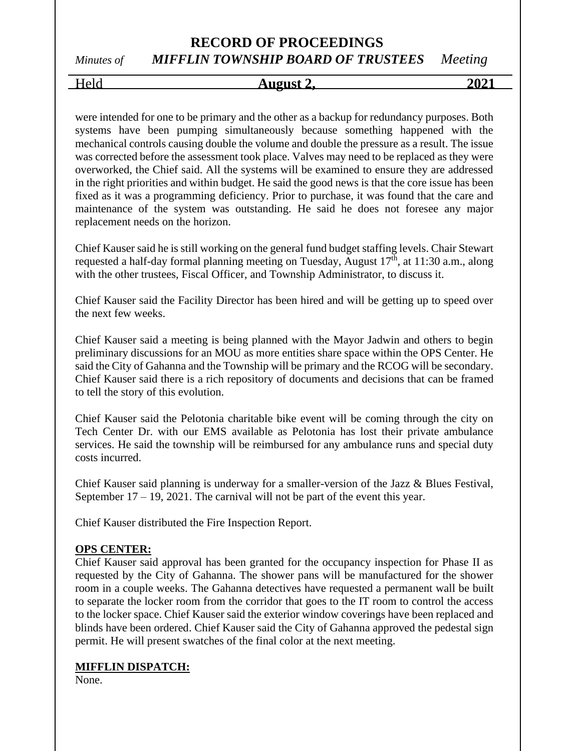were intended for one to be primary and the other as a backup for redundancy purposes. Both systems have been pumping simultaneously because something happened with the mechanical controls causing double the volume and double the pressure as a result. The issue was corrected before the assessment took place. Valves may need to be replaced as they were overworked, the Chief said. All the systems will be examined to ensure they are addressed in the right priorities and within budget. He said the good news is that the core issue has been fixed as it was a programming deficiency. Prior to purchase, it was found that the care and maintenance of the system was outstanding. He said he does not foresee any major replacement needs on the horizon.

Chief Kauser said he is still working on the general fund budget staffing levels. Chair Stewart requested a half-day formal planning meeting on Tuesday, August 17th, at 11:30 a.m., along with the other trustees, Fiscal Officer, and Township Administrator, to discuss it.

Chief Kauser said the Facility Director has been hired and will be getting up to speed over the next few weeks.

Chief Kauser said a meeting is being planned with the Mayor Jadwin and others to begin preliminary discussions for an MOU as more entities share space within the OPS Center. He said the City of Gahanna and the Township will be primary and the RCOG will be secondary. Chief Kauser said there is a rich repository of documents and decisions that can be framed to tell the story of this evolution.

Chief Kauser said the Pelotonia charitable bike event will be coming through the city on Tech Center Dr. with our EMS available as Pelotonia has lost their private ambulance services. He said the township will be reimbursed for any ambulance runs and special duty costs incurred.

Chief Kauser said planning is underway for a smaller-version of the Jazz & Blues Festival, September 17 – 19, 2021. The carnival will not be part of the event this year.

Chief Kauser distributed the Fire Inspection Report.

**OPS CENTER:**

Chief Kauser said approval has been granted for the occupancy inspection for Phase II as requested by the City of Gahanna. The shower pans will be manufactured for the shower room in a couple weeks. The Gahanna detectives have requested a permanent wall be built to separate the locker room from the corridor that goes to the IT room to control the access to the locker space. Chief Kauser said the exterior window coverings have been replaced and blinds have been ordered. Chief Kauser said the City of Gahanna approved the pedestal sign permit. He will present swatches of the final color at the next meeting.

**MIFFLIN DISPATCH:**

None.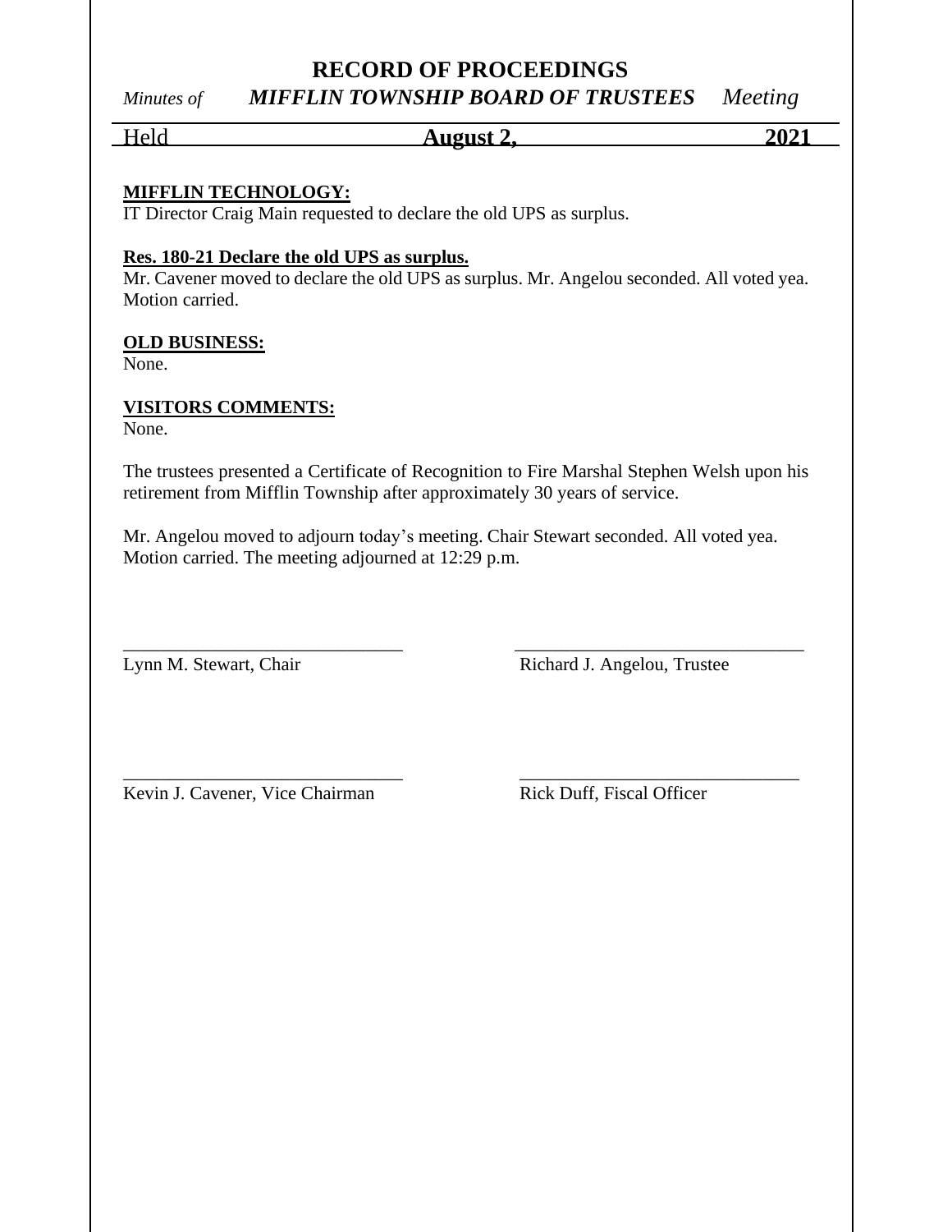**MIFFLIN TECHNOLOGY:**
IT Director Craig Main requested to declare the old UPS as surplus.

**Res. 180-21 Declare the old UPS as surplus.**
Mr. Cavener moved to declare the old UPS as surplus. Mr. Angelou seconded. All voted yea. Motion carried.

**OLD BUSINESS:**
None.

**VISITORS COMMENTS:**
None.

The trustees presented a Certificate of Recognition to Fire Marshal Stephen Welsh upon his retirement from Mifflin Township after approximately 30 years of service.

Mr. Angelou moved to adjourn today's meeting. Chair Stewart seconded. All voted yea. Motion carried. The meeting adjourned at 12:29 p.m.

______________________________
Lynn M. Stewart, Chair

______________________________
Richard J. Angelou, Trustee

______________________________
Kevin J. Cavener, Vice Chairman

______________________________
Rick Duff, Fiscal Officer